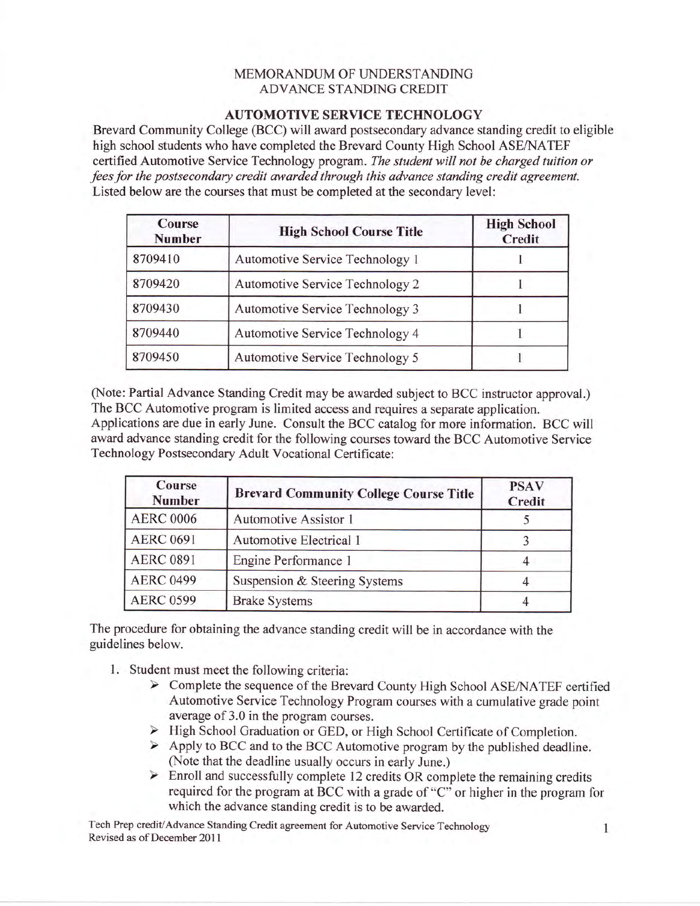# MEMORANDUM OF UNDERSTANDING
## ADVANCE STANDING CREDIT

### AUTOMOTIVE SERVICE TECHNOLOGY

Brevard Community College (BCC) will award postsecondary advance standing credit to eligible high school students who have completed the Brevard County High School ASE/NATEF certified Automotive Service Technology program. *The student will not be charged tuition or fees for the postsecondary credit awarded through this advance standing credit agreement.* Listed below are the courses that must be completed at the secondary level:

| Course Number | High School Course Title | High School Credit |
|---|---|---|
| 8709410 | Automotive Service Technology 1 | 1 |
| 8709420 | Automotive Service Technology 2 | 1 |
| 8709430 | Automotive Service Technology 3 | 1 |
| 8709440 | Automotive Service Technology 4 | 1 |
| 8709450 | Automotive Service Technology 5 | 1 |

(Note: Partial Advance Standing Credit may be awarded subject to BCC instructor approval.) The BCC Automotive program is limited access and requires a separate application. Applications are due in early June. Consult the BCC catalog for more information. BCC will award advance standing credit for the following courses toward the BCC Automotive Service Technology Postsecondary Adult Vocational Certificate:

| Course Number | Brevard Community College Course Title | PSAV Credit |
|---|---|---|
| AERC 0006 | Automotive Assistor 1 | 5 |
| AERC 0691 | Automotive Electrical 1 | 3 |
| AERC 0891 | Engine Performance 1 | 4 |
| AERC 0499 | Suspension & Steering Systems | 4 |
| AERC 0599 | Brake Systems | 4 |

The procedure for obtaining the advance standing credit will be in accordance with the guidelines below.

1. Student must meet the following criteria:
   - Complete the sequence of the Brevard County High School ASE/NATEF certified Automotive Service Technology Program courses with a cumulative grade point average of 3.0 in the program courses.
   - High School Graduation or GED, or High School Certificate of Completion.
   - Apply to BCC and to the BCC Automotive program by the published deadline. (Note that the deadline usually occurs in early June.)
   - Enroll and successfully complete 12 credits OR complete the remaining credits required for the program at BCC with a grade of "C" or higher in the program for which the advance standing credit is to be awarded.

Tech Prep credit/Advance Standing Credit agreement for Automotive Service Technology
Revised as of December 2011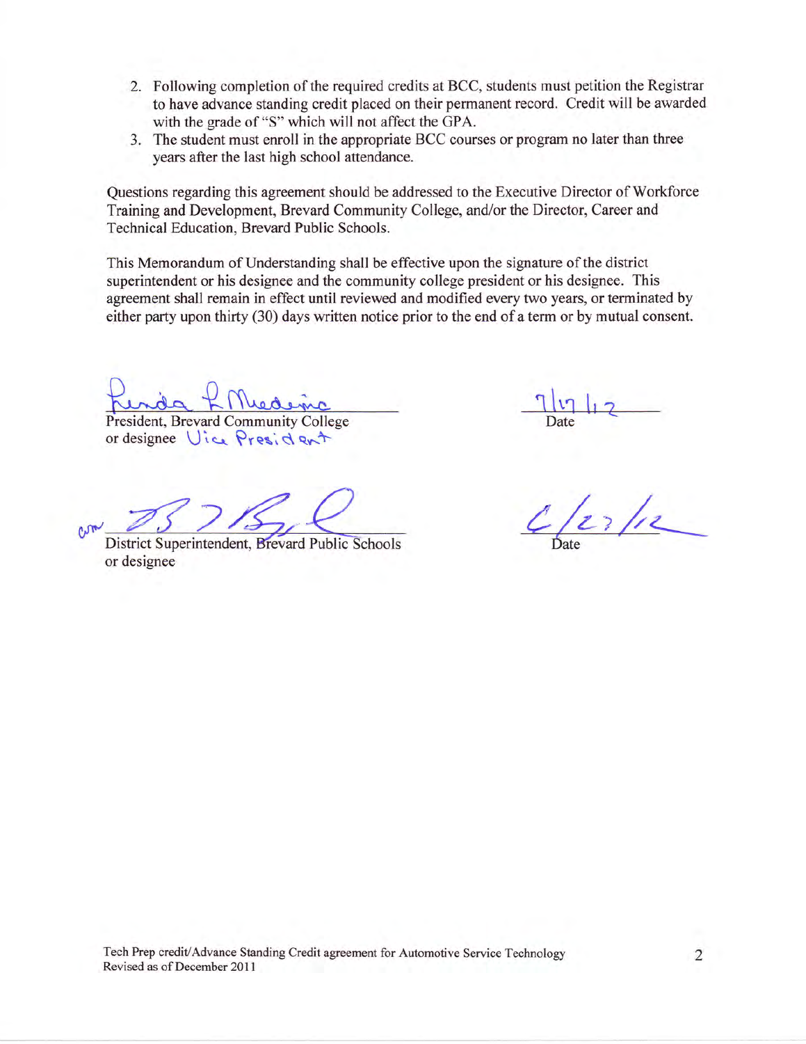2. Following completion of the required credits at BCC, students must petition the Registrar to have advance standing credit placed on their permanent record. Credit will be awarded with the grade of "S" which will not affect the GPA.
3. The student must enroll in the appropriate BCC courses or program no later than three years after the last high school attendance.

Questions regarding this agreement should be addressed to the Executive Director of Workforce Training and Development, Brevard Community College, and/or the Director, Career and Technical Education, Brevard Public Schools.

This Memorandum of Understanding shall be effective upon the signature of the district superintendent or his designee and the community college president or his designee. This agreement shall remain in effect until reviewed and modified every two years, or terminated by either party upon thirty (30) days written notice prior to the end of a term or by mutual consent.

Linda L Miedema
President, Brevard Community College
or designee Vice President

7/17/12
Date

District Superintendent, Brevard Public Schools
or designee

6/27/12
Date

Tech Prep credit/Advance Standing Credit agreement for Automotive Service Technology
Revised as of December 2011